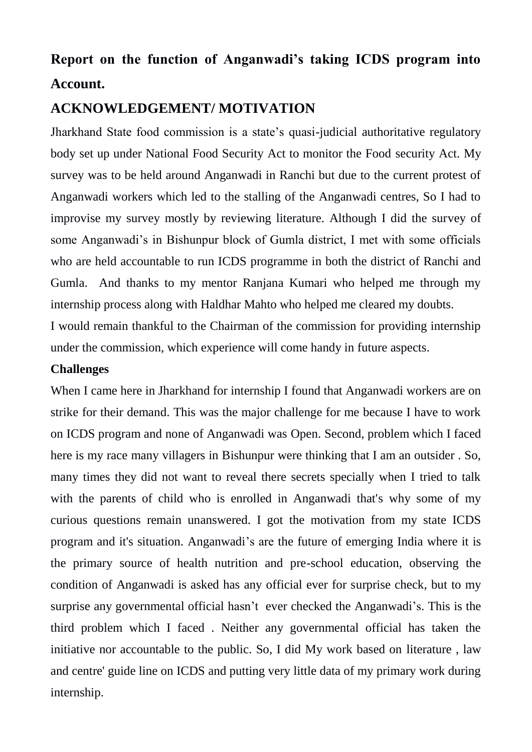# Report on the function of Anganwadi's taking ICDS program into Account.

## ACKNOWLEDGEMENT/ MOTIVATION

Jharkhand State food commission is a state's quasi-judicial authoritative regulatory body set up under National Food Security Act to monitor the Food security Act. My survey was to be held around Anganwadi in Ranchi but due to the current protest of Anganwadi workers which led to the stalling of the Anganwadi centres, So I had to improvise my survey mostly by reviewing literature. Although I did the survey of some Anganwadi's in Bishunpur block of Gumla district, I met with some officials who are held accountable to run ICDS programme in both the district of Ranchi and Gumla. And thanks to my mentor Ranjana Kumari who helped me through my internship process along with Haldhar Mahto who helped me cleared my doubts.

I would remain thankful to the Chairman of the commission for providing internship under the commission, which experience will come handy in future aspects.

**Challenges**

When I came here in Jharkhand for internship I found that Anganwadi workers are on strike for their demand. This was the major challenge for me because I have to work on ICDS program and none of Anganwadi was Open. Second, problem which I faced here is my race many villagers in Bishunpur were thinking that I am an outsider . So, many times they did not want to reveal there secrets specially when I tried to talk with the parents of child who is enrolled in Anganwadi that's why some of my curious questions remain unanswered. I got the motivation from my state ICDS program and it's situation. Anganwadi's are the future of emerging India where it is the primary source of health nutrition and pre-school education, observing the condition of Anganwadi is asked has any official ever for surprise check, but to my surprise any governmental official hasn't ever checked the Anganwadi's. This is the third problem which I faced . Neither any governmental official has taken the initiative nor accountable to the public. So, I did My work based on literature , law and centre' guide line on ICDS and putting very little data of my primary work during internship.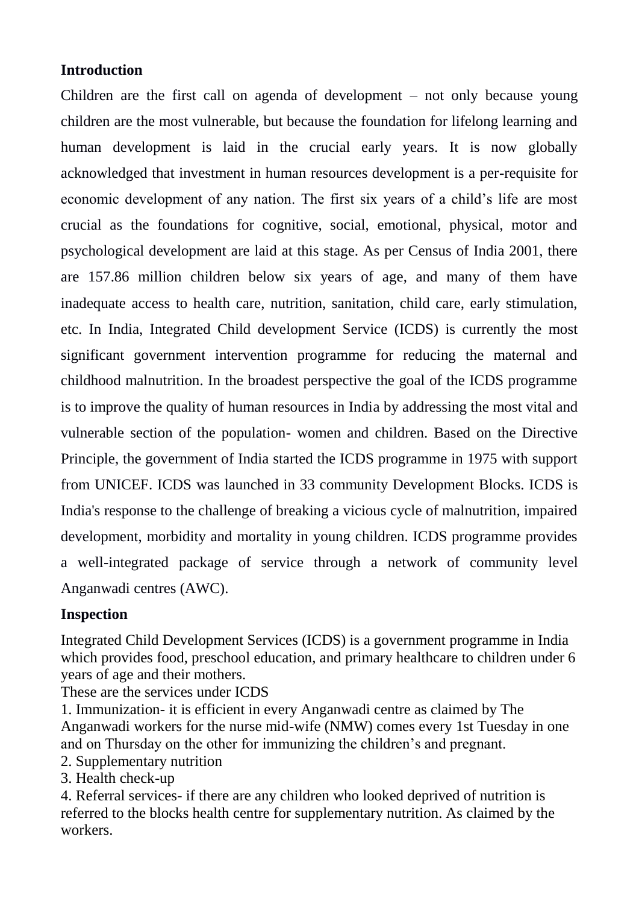## Introduction

Children are the first call on agenda of development – not only because young children are the most vulnerable, but because the foundation for lifelong learning and human development is laid in the crucial early years. It is now globally acknowledged that investment in human resources development is a per-requisite for economic development of any nation. The first six years of a child's life are most crucial as the foundations for cognitive, social, emotional, physical, motor and psychological development are laid at this stage. As per Census of India 2001, there are 157.86 million children below six years of age, and many of them have inadequate access to health care, nutrition, sanitation, child care, early stimulation, etc. In India, Integrated Child development Service (ICDS) is currently the most significant government intervention programme for reducing the maternal and childhood malnutrition. In the broadest perspective the goal of the ICDS programme is to improve the quality of human resources in India by addressing the most vital and vulnerable section of the population- women and children. Based on the Directive Principle, the government of India started the ICDS programme in 1975 with support from UNICEF. ICDS was launched in 33 community Development Blocks. ICDS is India's response to the challenge of breaking a vicious cycle of malnutrition, impaired development, morbidity and mortality in young children. ICDS programme provides a well-integrated package of service through a network of community level Anganwadi centres (AWC).

## Inspection

Integrated Child Development Services (ICDS) is a government programme in India which provides food, preschool education, and primary healthcare to children under 6 years of age and their mothers.

These are the services under ICDS

1. Immunization- it is efficient in every Anganwadi centre as claimed by The Anganwadi workers for the nurse mid-wife (NMW) comes every 1st Tuesday in one and on Thursday on the other for immunizing the children's and pregnant.
2. Supplementary nutrition
3. Health check-up
4. Referral services- if there are any children who looked deprived of nutrition is referred to the blocks health centre for supplementary nutrition. As claimed by the workers.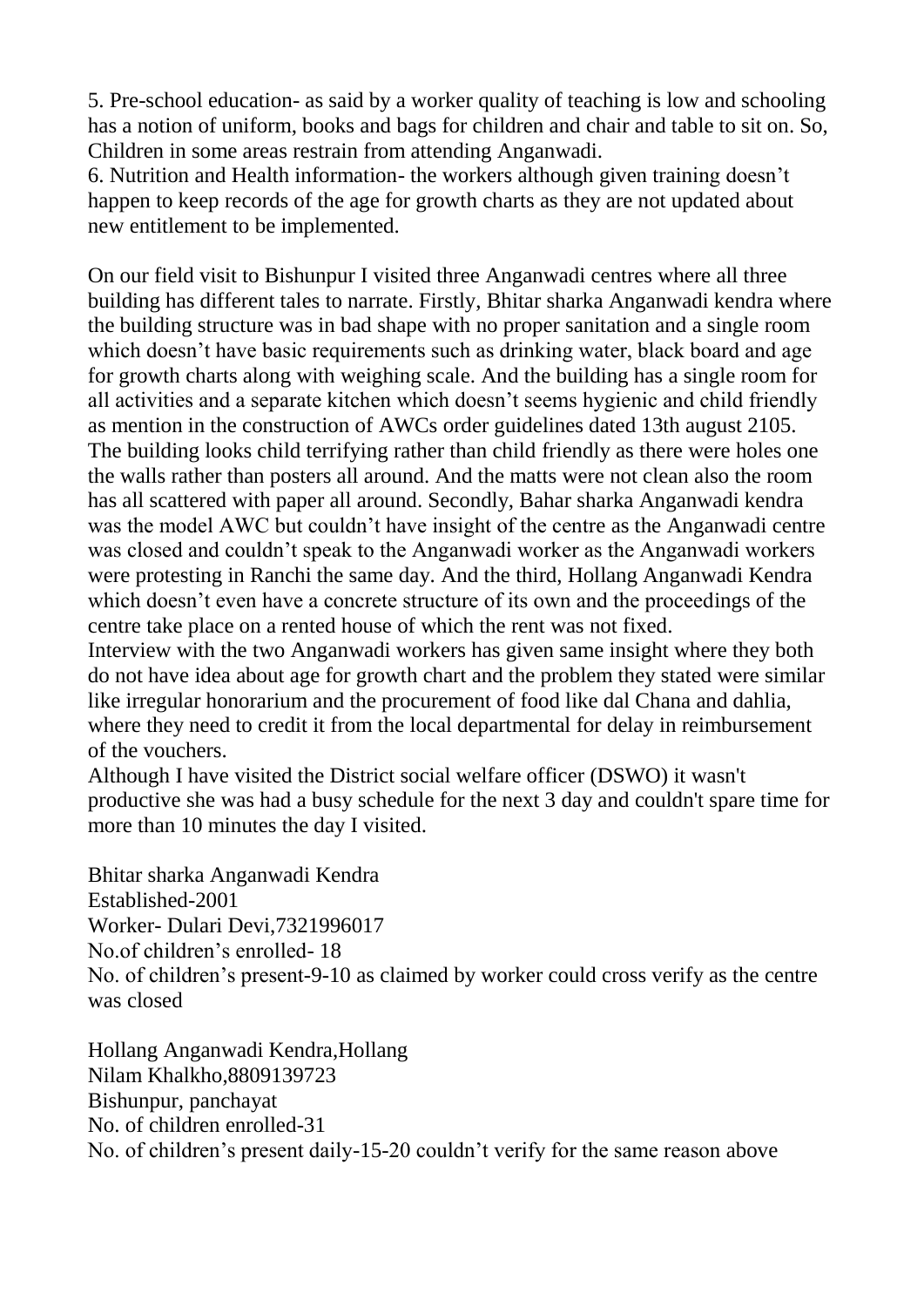5. Pre-school education- as said by a worker quality of teaching is low and schooling has a notion of uniform, books and bags for children and chair and table to sit on. So, Children in some areas restrain from attending Anganwadi.

6. Nutrition and Health information- the workers although given training doesn't happen to keep records of the age for growth charts as they are not updated about new entitlement to be implemented.

On our field visit to Bishunpur I visited three Anganwadi centres where all three building has different tales to narrate. Firstly, Bhitar sharka Anganwadi kendra where the building structure was in bad shape with no proper sanitation and a single room which doesn't have basic requirements such as drinking water, black board and age for growth charts along with weighing scale. And the building has a single room for all activities and a separate kitchen which doesn't seems hygienic and child friendly as mention in the construction of AWCs order guidelines dated 13th august 2105. The building looks child terrifying rather than child friendly as there were holes one the walls rather than posters all around. And the matts were not clean also the room has all scattered with paper all around. Secondly, Bahar sharka Anganwadi kendra was the model AWC but couldn't have insight of the centre as the Anganwadi centre was closed and couldn't speak to the Anganwadi worker as the Anganwadi workers were protesting in Ranchi the same day. And the third, Hollang Anganwadi Kendra which doesn't even have a concrete structure of its own and the proceedings of the centre take place on a rented house of which the rent was not fixed.
Interview with the two Anganwadi workers has given same insight where they both do not have idea about age for growth chart and the problem they stated were similar like irregular honorarium and the procurement of food like dal Chana and dahlia, where they need to credit it from the local departmental for delay in reimbursement of the vouchers.
Although I have visited the District social welfare officer (DSWO) it wasn't productive she was had a busy schedule for the next 3 day and couldn't spare time for more than 10 minutes the day I visited.

Bhitar sharka Anganwadi Kendra
Established-2001
Worker- Dulari Devi,7321996017
No.of children's enrolled- 18
No. of children's present-9-10 as claimed by worker could cross verify as the centre was closed

Hollang Anganwadi Kendra,Hollang
Nilam Khalkho,8809139723
Bishunpur, panchayat
No. of children enrolled-31
No. of children's present daily-15-20 couldn't verify for the same reason above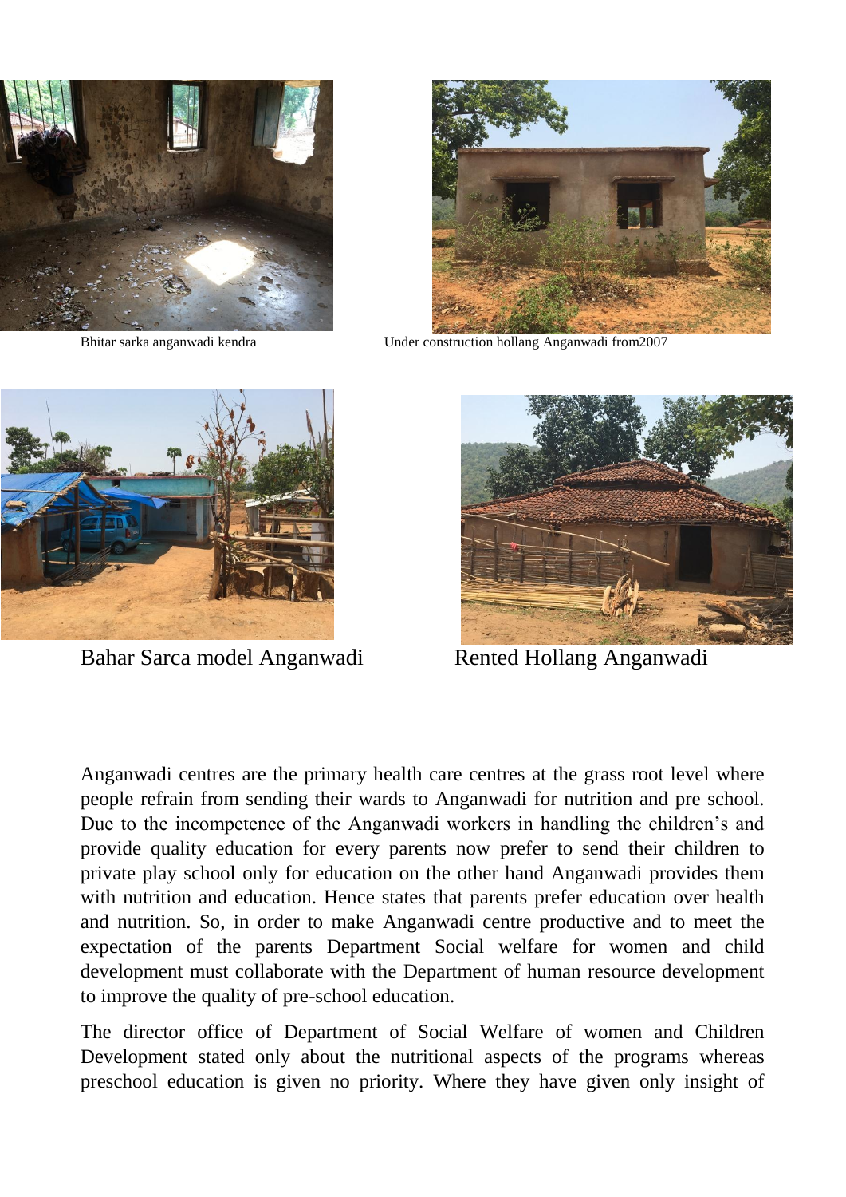Bhitar sarka anganwadi kendra

Under construction hollang Anganwadi from2007

Bahar Sarca model Anganwadi

Rented Hollang Anganwadi

Anganwadi centres are the primary health care centres at the grass root level where people refrain from sending their wards to Anganwadi for nutrition and pre school. Due to the incompetence of the Anganwadi workers in handling the children's and provide quality education for every parents now prefer to send their children to private play school only for education on the other hand Anganwadi provides them with nutrition and education. Hence states that parents prefer education over health and nutrition. So, in order to make Anganwadi centre productive and to meet the expectation of the parents Department Social welfare for women and child development must collaborate with the Department of human resource development to improve the quality of pre-school education.

The director office of Department of Social Welfare of women and Children Development stated only about the nutritional aspects of the programs whereas preschool education is given no priority. Where they have given only insight of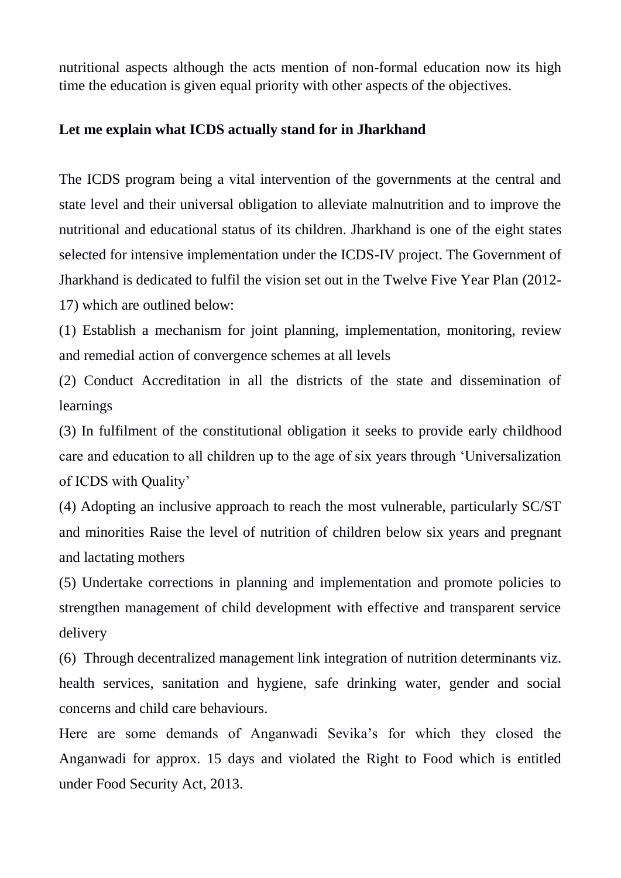nutritional aspects although the acts mention of non-formal education now its high time the education is given equal priority with other aspects of the objectives.

**Let me explain what ICDS actually stand for in Jharkhand**

The ICDS program being a vital intervention of the governments at the central and state level and their universal obligation to alleviate malnutrition and to improve the nutritional and educational status of its children. Jharkhand is one of the eight states selected for intensive implementation under the ICDS-IV project. The Government of Jharkhand is dedicated to fulfil the vision set out in the Twelve Five Year Plan (2012-17) which are outlined below:

(1) Establish a mechanism for joint planning, implementation, monitoring, review and remedial action of convergence schemes at all levels

(2) Conduct Accreditation in all the districts of the state and dissemination of learnings

(3) In fulfilment of the constitutional obligation it seeks to provide early childhood care and education to all children up to the age of six years through 'Universalization of ICDS with Quality'

(4) Adopting an inclusive approach to reach the most vulnerable, particularly SC/ST and minorities Raise the level of nutrition of children below six years and pregnant and lactating mothers

(5) Undertake corrections in planning and implementation and promote policies to strengthen management of child development with effective and transparent service delivery

(6) Through decentralized management link integration of nutrition determinants viz. health services, sanitation and hygiene, safe drinking water, gender and social concerns and child care behaviours.

Here are some demands of Anganwadi Sevika's for which they closed the Anganwadi for approx. 15 days and violated the Right to Food which is entitled under Food Security Act, 2013.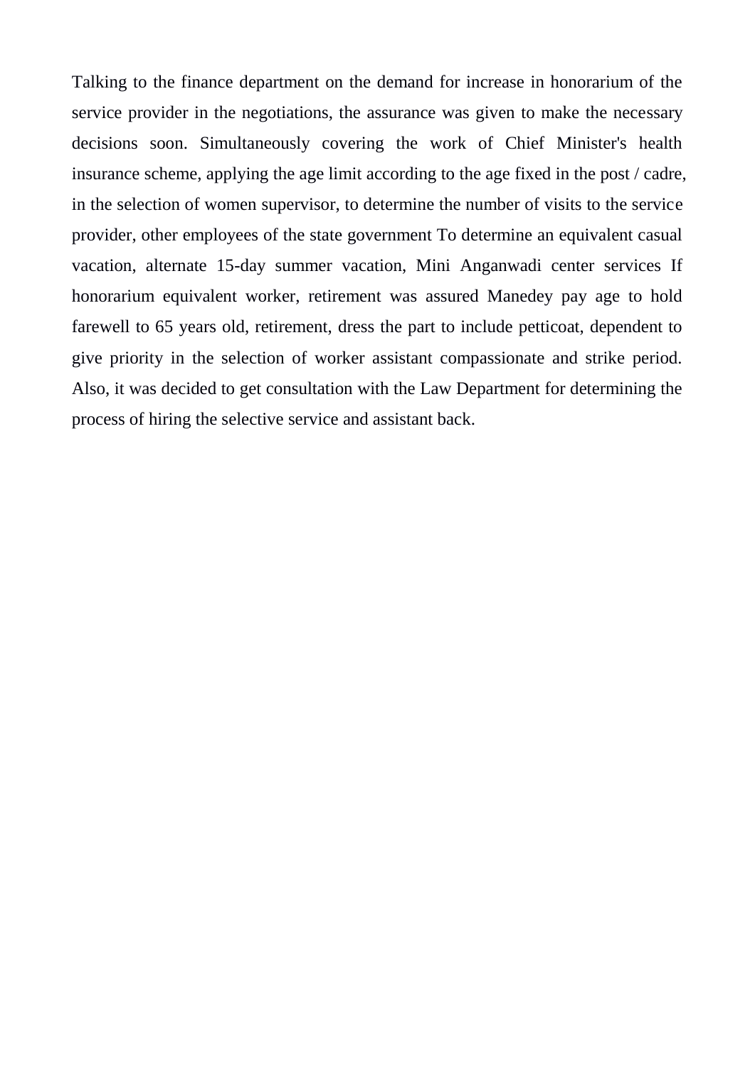Talking to the finance department on the demand for increase in honorarium of the service provider in the negotiations, the assurance was given to make the necessary decisions soon. Simultaneously covering the work of Chief Minister's health insurance scheme, applying the age limit according to the age fixed in the post / cadre, in the selection of women supervisor, to determine the number of visits to the service provider, other employees of the state government To determine an equivalent casual vacation, alternate 15-day summer vacation, Mini Anganwadi center services If honorarium equivalent worker, retirement was assured Manedey pay age to hold farewell to 65 years old, retirement, dress the part to include petticoat, dependent to give priority in the selection of worker assistant compassionate and strike period. Also, it was decided to get consultation with the Law Department for determining the process of hiring the selective service and assistant back.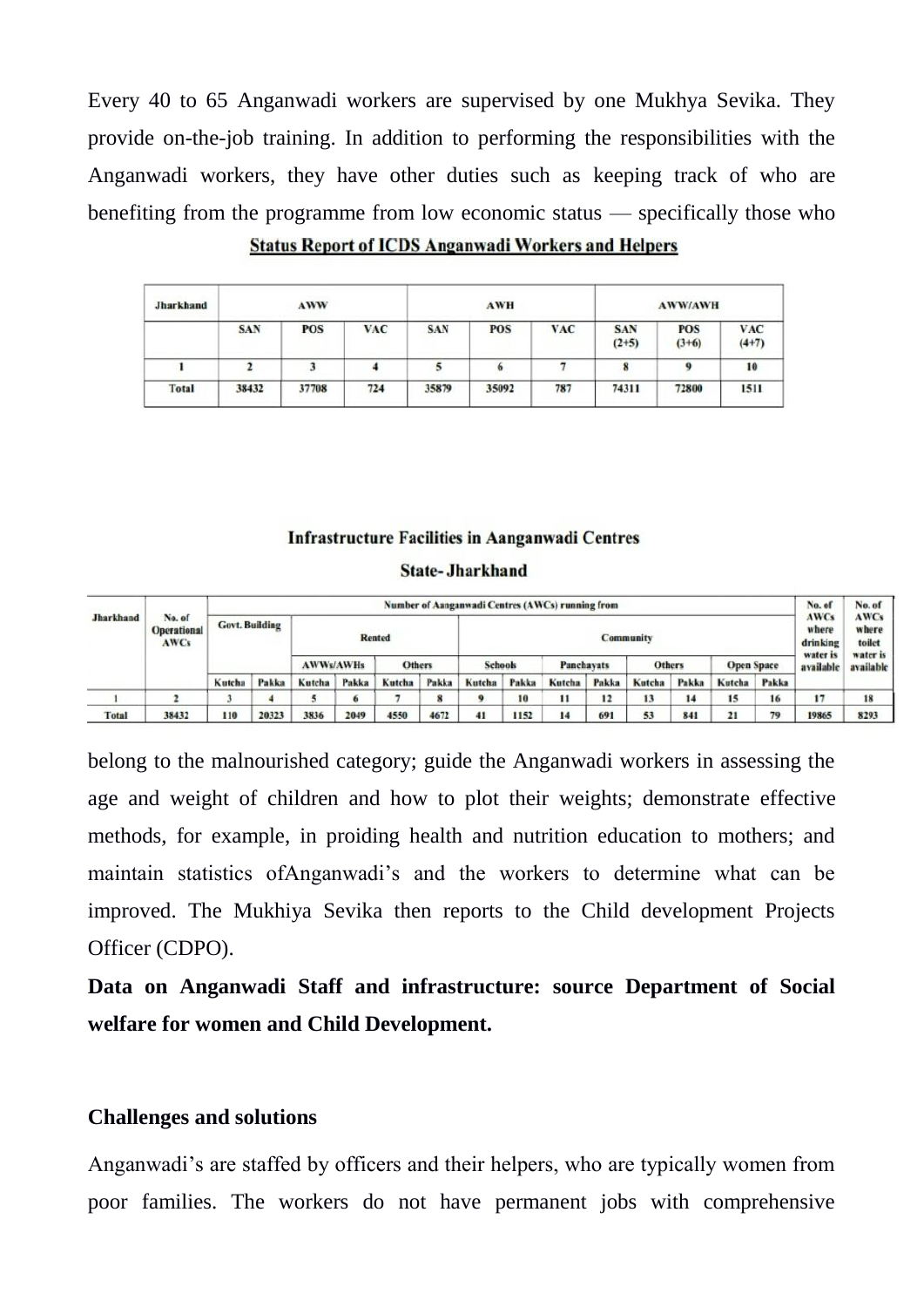Every 40 to 65 Anganwadi workers are supervised by one Mukhya Sevika. They provide on-the-job training. In addition to performing the responsibilities with the Anganwadi workers, they have other duties such as keeping track of who are benefiting from the programme from low economic status — specifically those who

**Status Report of ICDS Anganwadi Workers and Helpers**

| Jharkhand | AWW | | | AWH | | | AWW/AWH | | |
|---|---|---|---|---|---|---|---|---|---|
| | SAN | POS | VAC | SAN | POS | VAC | SAN (2+5) | POS (3+6) | VAC (4+7) |
| 1 | 2 | 3 | 4 | 5 | 6 | 7 | 8 | 9 | 10 |
| Total | 38432 | 37708 | 724 | 35879 | 35092 | 787 | 74311 | 72800 | 1511 |

**Infrastructure Facilities in Aanganwadi Centres**

**State- Jharkhand**

| Jharkhand | No. of Operational AWCs | Number of Aanganwadi Centres (AWCs) running from | | | | | | | | | | | | | | No. of AWCs where drinking water is available | No. of AWCs where toilet water is available |
|---|---|---|---|---|---|---|---|---|---|---|---|---|---|---|---|---|---|
| | | Govt. Building | | Rented | | | | Community | | | | | | | | | |
| | | | | AWWs/AWHs | | Others | | Schools | | Panchayats | | Others | | Open Space | | | |
| | | Kutcha | Pakka | Kutcha | Pakka | Kutcha | Pakka | Kutcha | Pakka | Kutcha | Pakka | Kutcha | Pakka | Kutcha | Pakka | | |
| 1 | 2 | 3 | 4 | 5 | 6 | 7 | 8 | 9 | 10 | 11 | 12 | 13 | 14 | 15 | 16 | 17 | 18 |
| Total | 38432 | 110 | 20323 | 3836 | 2049 | 4550 | 4672 | 41 | 1152 | 14 | 691 | 53 | 841 | 21 | 79 | 19865 | 8293 |

belong to the malnourished category; guide the Anganwadi workers in assessing the age and weight of children and how to plot their weights; demonstrate effective methods, for example, in proiding health and nutrition education to mothers; and maintain statistics ofAnganwadi's and the workers to determine what can be improved. The Mukhiya Sevika then reports to the Child development Projects Officer (CDPO).

**Data on Anganwadi Staff and infrastructure: source Department of Social welfare for women and Child Development.**

**Challenges and solutions**

Anganwadi's are staffed by officers and their helpers, who are typically women from poor families. The workers do not have permanent jobs with comprehensive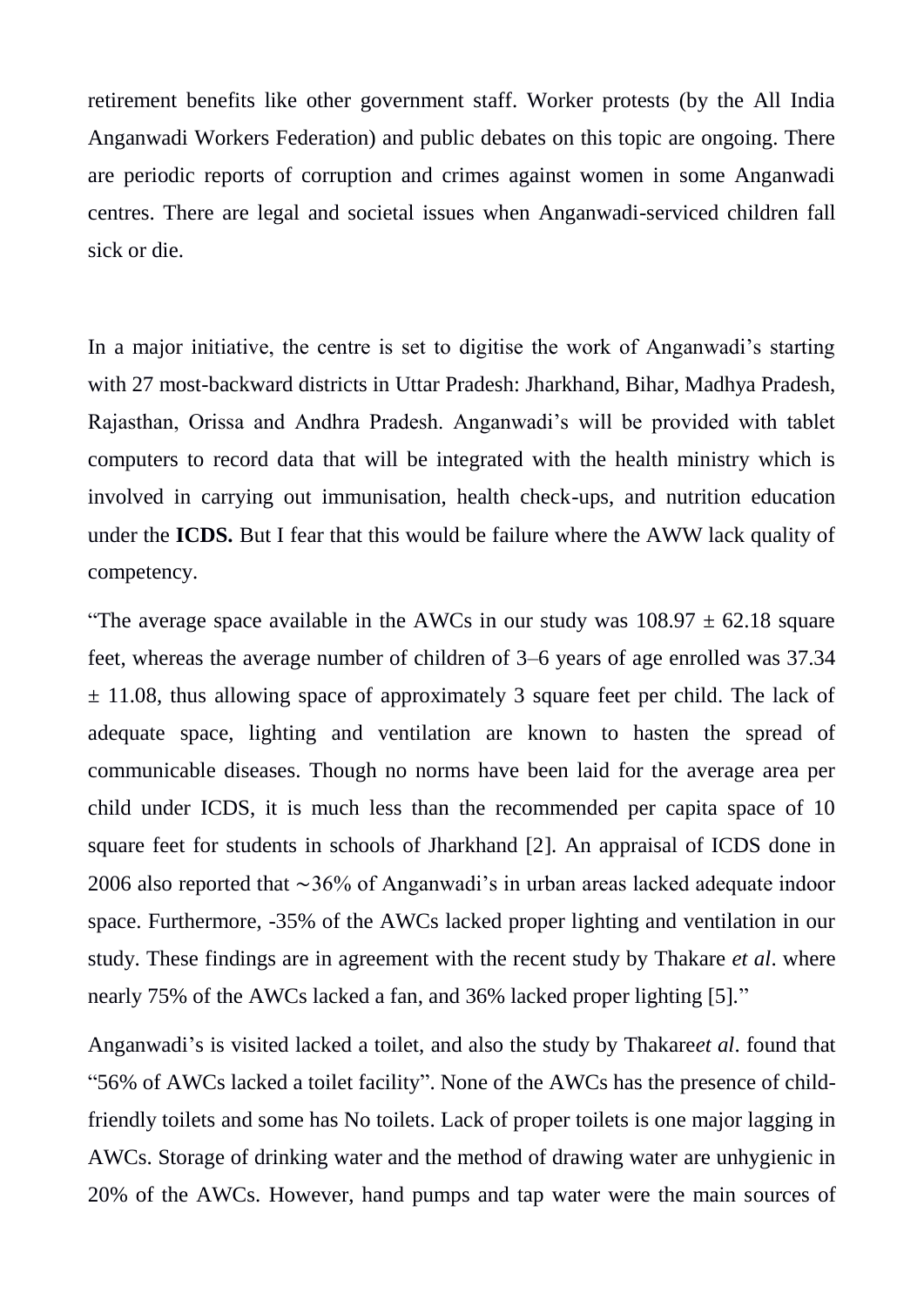retirement benefits like other government staff. Worker protests (by the All India Anganwadi Workers Federation) and public debates on this topic are ongoing. There are periodic reports of corruption and crimes against women in some Anganwadi centres. There are legal and societal issues when Anganwadi-serviced children fall sick or die.

In a major initiative, the centre is set to digitise the work of Anganwadi's starting with 27 most-backward districts in Uttar Pradesh: Jharkhand, Bihar, Madhya Pradesh, Rajasthan, Orissa and Andhra Pradesh. Anganwadi's will be provided with tablet computers to record data that will be integrated with the health ministry which is involved in carrying out immunisation, health check-ups, and nutrition education under the **ICDS.** But I fear that this would be failure where the AWW lack quality of competency.

"The average space available in the AWCs in our study was $108.97 \pm 62.18$ square feet, whereas the average number of children of 3–6 years of age enrolled was $37.34 \pm 11.08$, thus allowing space of approximately 3 square feet per child. The lack of adequate space, lighting and ventilation are known to hasten the spread of communicable diseases. Though no norms have been laid for the average area per child under ICDS, it is much less than the recommended per capita space of 10 square feet for students in schools of Jharkhand [2]. An appraisal of ICDS done in 2006 also reported that ∼36% of Anganwadi's in urban areas lacked adequate indoor space. Furthermore, -35% of the AWCs lacked proper lighting and ventilation in our study. These findings are in agreement with the recent study by Thakare *et al*. where nearly 75% of the AWCs lacked a fan, and 36% lacked proper lighting [5]."

Anganwadi's is visited lacked a toilet, and also the study by Thakare*et al*. found that "56% of AWCs lacked a toilet facility". None of the AWCs has the presence of child-friendly toilets and some has No toilets. Lack of proper toilets is one major lagging in AWCs. Storage of drinking water and the method of drawing water are unhygienic in 20% of the AWCs. However, hand pumps and tap water were the main sources of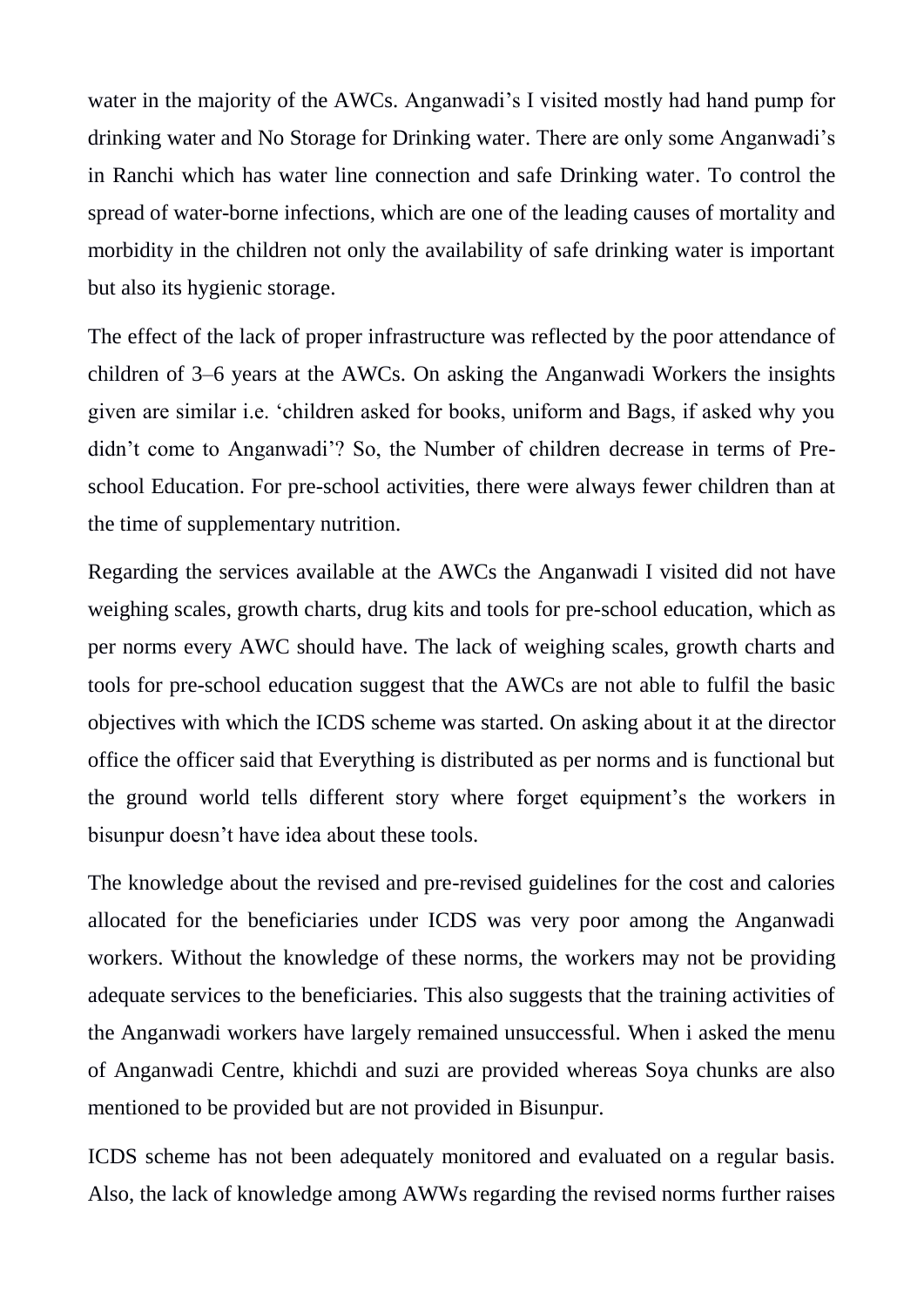water in the majority of the AWCs. Anganwadi's I visited mostly had hand pump for drinking water and No Storage for Drinking water. There are only some Anganwadi's in Ranchi which has water line connection and safe Drinking water. To control the spread of water-borne infections, which are one of the leading causes of mortality and morbidity in the children not only the availability of safe drinking water is important but also its hygienic storage.

The effect of the lack of proper infrastructure was reflected by the poor attendance of children of 3–6 years at the AWCs. On asking the Anganwadi Workers the insights given are similar i.e. 'children asked for books, uniform and Bags, if asked why you didn't come to Anganwadi'? So, the Number of children decrease in terms of Pre-school Education. For pre-school activities, there were always fewer children than at the time of supplementary nutrition.

Regarding the services available at the AWCs the Anganwadi I visited did not have weighing scales, growth charts, drug kits and tools for pre-school education, which as per norms every AWC should have. The lack of weighing scales, growth charts and tools for pre-school education suggest that the AWCs are not able to fulfil the basic objectives with which the ICDS scheme was started. On asking about it at the director office the officer said that Everything is distributed as per norms and is functional but the ground world tells different story where forget equipment's the workers in bisunpur doesn't have idea about these tools.

The knowledge about the revised and pre-revised guidelines for the cost and calories allocated for the beneficiaries under ICDS was very poor among the Anganwadi workers. Without the knowledge of these norms, the workers may not be providing adequate services to the beneficiaries. This also suggests that the training activities of the Anganwadi workers have largely remained unsuccessful. When i asked the menu of Anganwadi Centre, khichdi and suzi are provided whereas Soya chunks are also mentioned to be provided but are not provided in Bisunpur.

ICDS scheme has not been adequately monitored and evaluated on a regular basis. Also, the lack of knowledge among AWWs regarding the revised norms further raises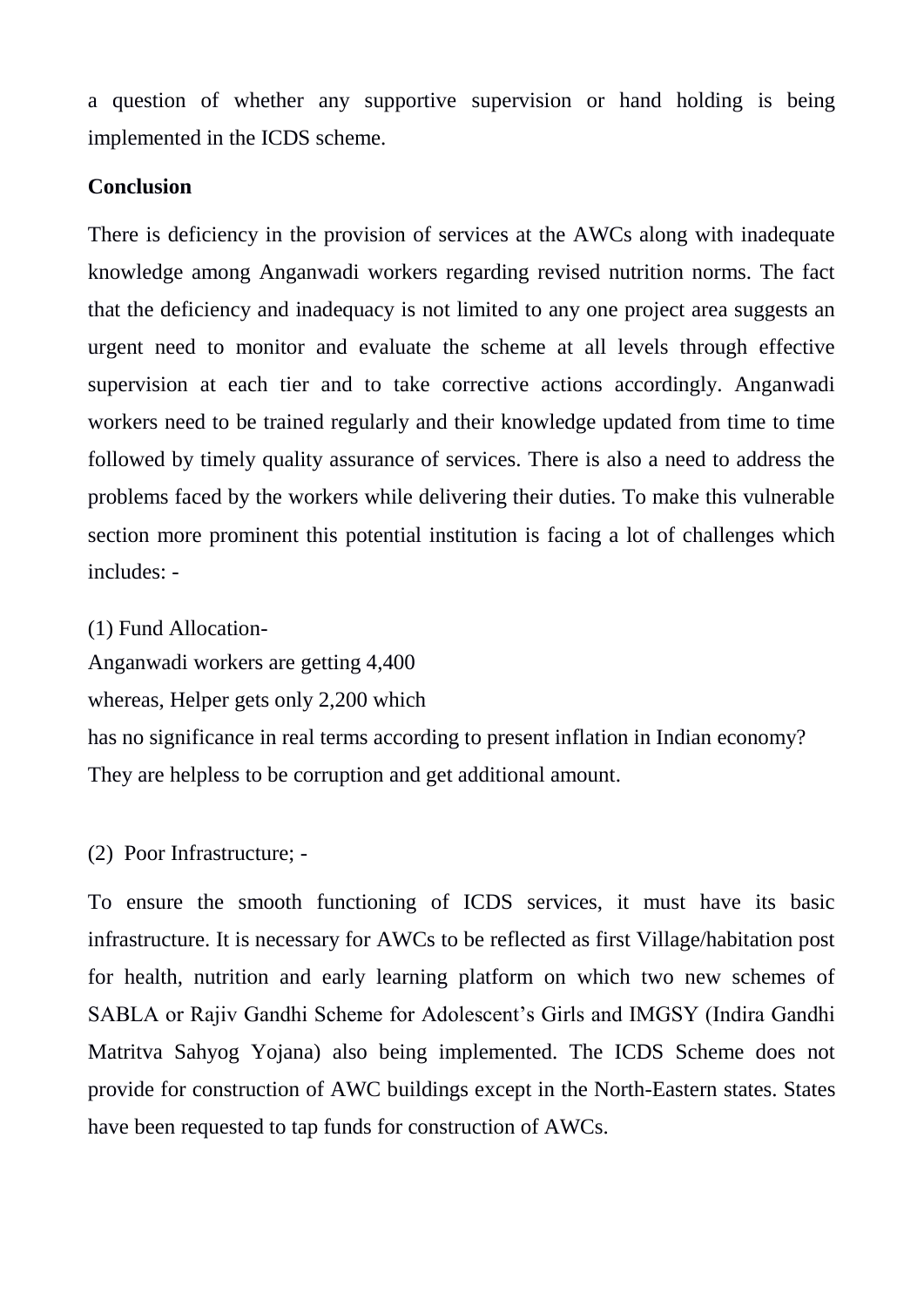a question of whether any supportive supervision or hand holding is being implemented in the ICDS scheme.

**Conclusion**

There is deficiency in the provision of services at the AWCs along with inadequate knowledge among Anganwadi workers regarding revised nutrition norms. The fact that the deficiency and inadequacy is not limited to any one project area suggests an urgent need to monitor and evaluate the scheme at all levels through effective supervision at each tier and to take corrective actions accordingly. Anganwadi workers need to be trained regularly and their knowledge updated from time to time followed by timely quality assurance of services. There is also a need to address the problems faced by the workers while delivering their duties. To make this vulnerable section more prominent this potential institution is facing a lot of challenges which includes: -

(1) Fund Allocation-
Anganwadi workers are getting 4,400
whereas, Helper gets only 2,200 which
has no significance in real terms according to present inflation in Indian economy?
They are helpless to be corruption and get additional amount.

(2) Poor Infrastructure; -

To ensure the smooth functioning of ICDS services, it must have its basic infrastructure. It is necessary for AWCs to be reflected as first Village/habitation post for health, nutrition and early learning platform on which two new schemes of SABLA or Rajiv Gandhi Scheme for Adolescent's Girls and IMGSY (Indira Gandhi Matritva Sahyog Yojana) also being implemented. The ICDS Scheme does not provide for construction of AWC buildings except in the North-Eastern states. States have been requested to tap funds for construction of AWCs.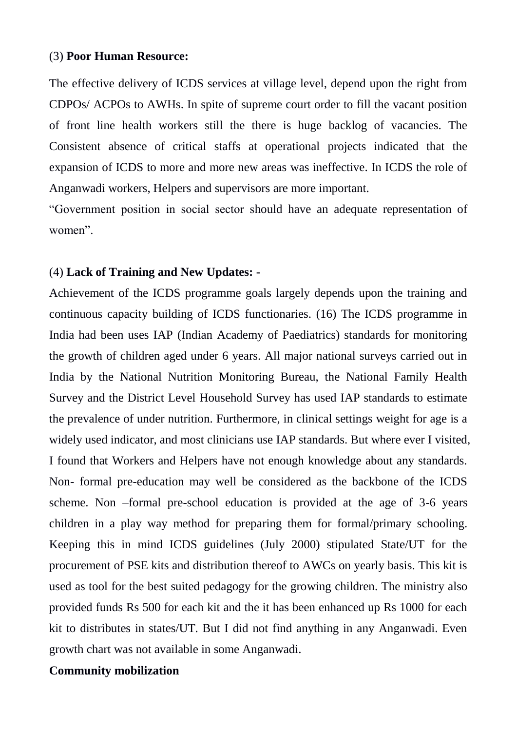(3) **Poor Human Resource:**

The effective delivery of ICDS services at village level, depend upon the right from CDPOs/ ACPOs to AWHs. In spite of supreme court order to fill the vacant position of front line health workers still the there is huge backlog of vacancies. The Consistent absence of critical staffs at operational projects indicated that the expansion of ICDS to more and more new areas was ineffective. In ICDS the role of Anganwadi workers, Helpers and supervisors are more important.

"Government position in social sector should have an adequate representation of women".

(4) **Lack of Training and New Updates: -**

Achievement of the ICDS programme goals largely depends upon the training and continuous capacity building of ICDS functionaries. (16) The ICDS programme in India had been uses IAP (Indian Academy of Paediatrics) standards for monitoring the growth of children aged under 6 years. All major national surveys carried out in India by the National Nutrition Monitoring Bureau, the National Family Health Survey and the District Level Household Survey has used IAP standards to estimate the prevalence of under nutrition. Furthermore, in clinical settings weight for age is a widely used indicator, and most clinicians use IAP standards. But where ever I visited, I found that Workers and Helpers have not enough knowledge about any standards. Non- formal pre-education may well be considered as the backbone of the ICDS scheme. Non –formal pre-school education is provided at the age of 3-6 years children in a play way method for preparing them for formal/primary schooling. Keeping this in mind ICDS guidelines (July 2000) stipulated State/UT for the procurement of PSE kits and distribution thereof to AWCs on yearly basis. This kit is used as tool for the best suited pedagogy for the growing children. The ministry also provided funds Rs 500 for each kit and the it has been enhanced up Rs 1000 for each kit to distributes in states/UT. But I did not find anything in any Anganwadi. Even growth chart was not available in some Anganwadi.

**Community mobilization**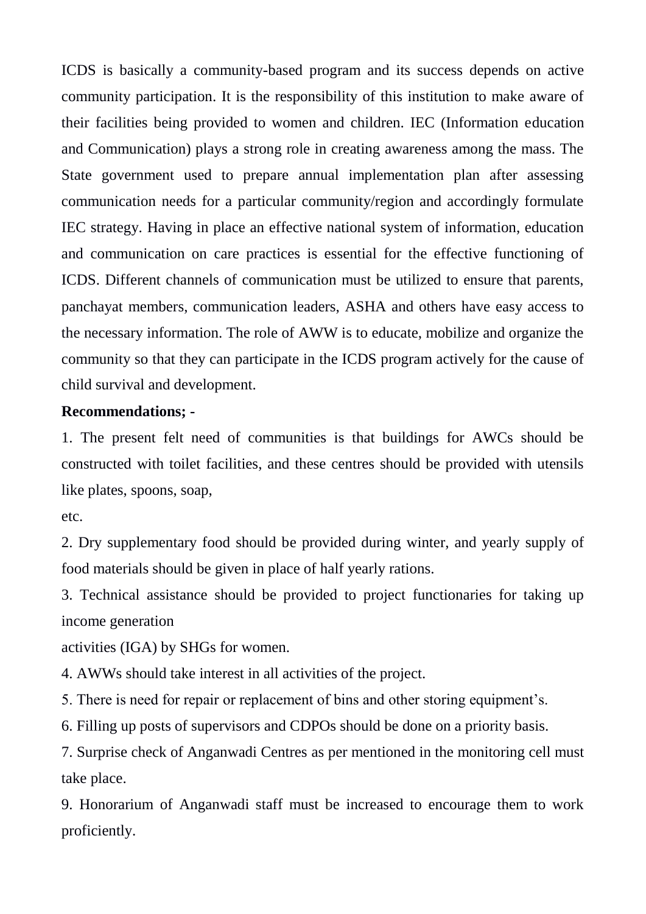ICDS is basically a community-based program and its success depends on active community participation. It is the responsibility of this institution to make aware of their facilities being provided to women and children. IEC (Information education and Communication) plays a strong role in creating awareness among the mass. The State government used to prepare annual implementation plan after assessing communication needs for a particular community/region and accordingly formulate IEC strategy. Having in place an effective national system of information, education and communication on care practices is essential for the effective functioning of ICDS. Different channels of communication must be utilized to ensure that parents, panchayat members, communication leaders, ASHA and others have easy access to the necessary information. The role of AWW is to educate, mobilize and organize the community so that they can participate in the ICDS program actively for the cause of child survival and development.

**Recommendations; -**

1. The present felt need of communities is that buildings for AWCs should be constructed with toilet facilities, and these centres should be provided with utensils like plates, spoons, soap, etc.
2. Dry supplementary food should be provided during winter, and yearly supply of food materials should be given in place of half yearly rations.
3. Technical assistance should be provided to project functionaries for taking up income generation activities (IGA) by SHGs for women.
4. AWWs should take interest in all activities of the project.
5. There is need for repair or replacement of bins and other storing equipment's.
6. Filling up posts of supervisors and CDPOs should be done on a priority basis.
7. Surprise check of Anganwadi Centres as per mentioned in the monitoring cell must take place.

9. Honorarium of Anganwadi staff must be increased to encourage them to work proficiently.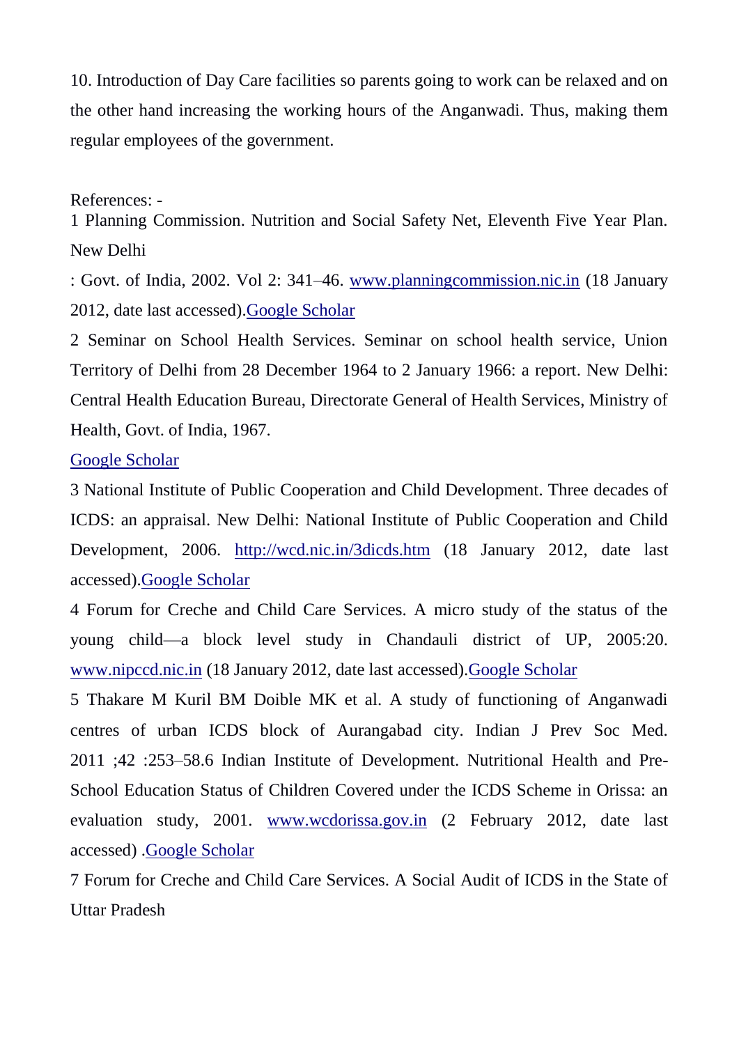10. Introduction of Day Care facilities so parents going to work can be relaxed and on the other hand increasing the working hours of the Anganwadi. Thus, making them regular employees of the government.

References: -

1 Planning Commission. Nutrition and Social Safety Net, Eleventh Five Year Plan. New Delhi

: Govt. of India, 2002. Vol 2: 341–46. www.planningcommission.nic.in (18 January 2012, date last accessed).Google Scholar

2 Seminar on School Health Services. Seminar on school health service, Union Territory of Delhi from 28 December 1964 to 2 January 1966: a report. New Delhi: Central Health Education Bureau, Directorate General of Health Services, Ministry of Health, Govt. of India, 1967.

Google Scholar

3 National Institute of Public Cooperation and Child Development. Three decades of ICDS: an appraisal. New Delhi: National Institute of Public Cooperation and Child Development, 2006. http://wcd.nic.in/3dicds.htm (18 January 2012, date last accessed).Google Scholar

4 Forum for Creche and Child Care Services. A micro study of the status of the young child—a block level study in Chandauli district of UP, 2005:20. www.nipccd.nic.in (18 January 2012, date last accessed).Google Scholar

5 Thakare M Kuril BM Doible MK et al. A study of functioning of Anganwadi centres of urban ICDS block of Aurangabad city. Indian J Prev Soc Med. 2011 ;42 :253–58.6 Indian Institute of Development. Nutritional Health and Pre-School Education Status of Children Covered under the ICDS Scheme in Orissa: an evaluation study, 2001. www.wcdorissa.gov.in (2 February 2012, date last accessed) .Google Scholar

7 Forum for Creche and Child Care Services. A Social Audit of ICDS in the State of Uttar Pradesh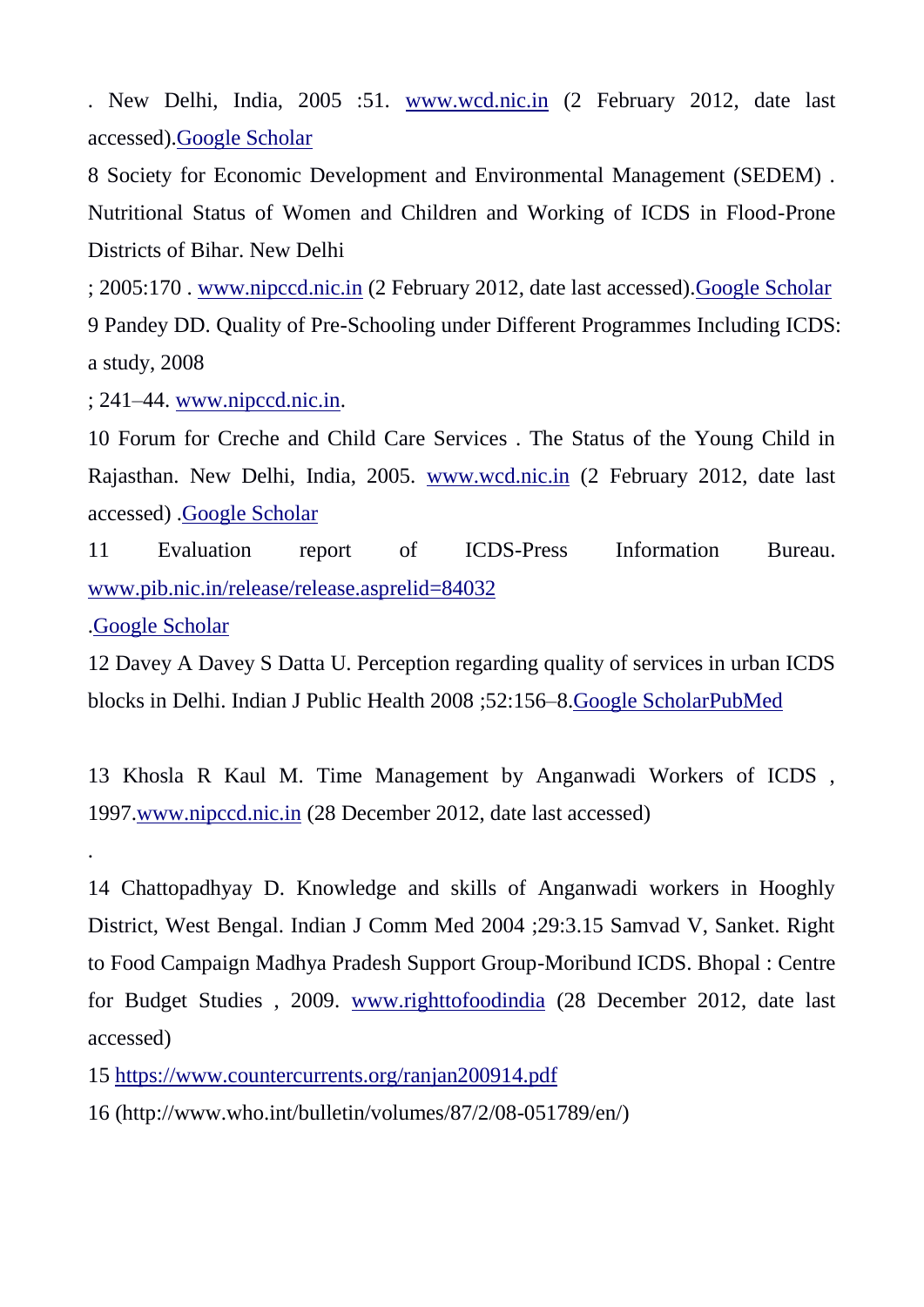. New Delhi, India, 2005 :51. www.wcd.nic.in (2 February 2012, date last accessed).Google Scholar

8 Society for Economic Development and Environmental Management (SEDEM) . Nutritional Status of Women and Children and Working of ICDS in Flood-Prone Districts of Bihar. New Delhi

; 2005:170 . www.nipccd.nic.in (2 February 2012, date last accessed).Google Scholar

9 Pandey DD. Quality of Pre-Schooling under Different Programmes Including ICDS: a study, 2008

; 241–44. www.nipccd.nic.in.

10 Forum for Creche and Child Care Services . The Status of the Young Child in Rajasthan. New Delhi, India, 2005. www.wcd.nic.in (2 February 2012, date last accessed) .Google Scholar

11 Evaluation report of ICDS-Press Information Bureau. www.pib.nic.in/release/release.asprelid=84032

.Google Scholar

12 Davey A Davey S Datta U. Perception regarding quality of services in urban ICDS blocks in Delhi. Indian J Public Health 2008 ;52:156–8.Google ScholarPubMed

13 Khosla R Kaul M. Time Management by Anganwadi Workers of ICDS , 1997.www.nipccd.nic.in (28 December 2012, date last accessed)

.

14 Chattopadhyay D. Knowledge and skills of Anganwadi workers in Hooghly District, West Bengal. Indian J Comm Med 2004 ;29:3.15 Samvad V, Sanket. Right to Food Campaign Madhya Pradesh Support Group-Moribund ICDS. Bhopal : Centre for Budget Studies , 2009. www.righttofoodindia (28 December 2012, date last accessed)

15 https://www.countercurrents.org/ranjan200914.pdf

16 (http://www.who.int/bulletin/volumes/87/2/08-051789/en/)